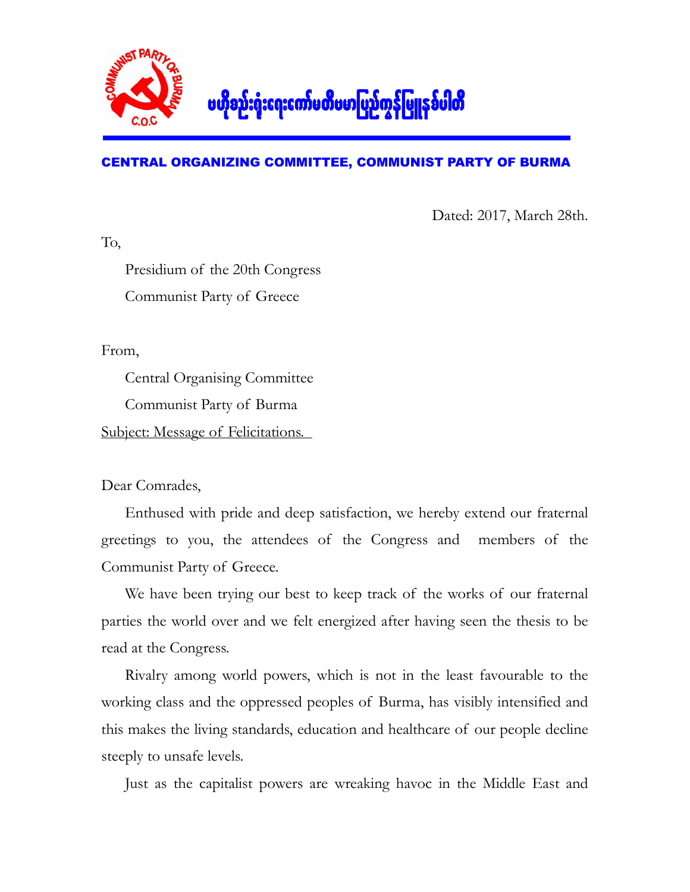ဗဟိုစည်းရုံးရေးကော်မတီဗမာပြည်ကွန်မြူနစ်ပါတီ

**CENTRAL ORGANIZING COMMITTEE, COMMUNIST PARTY OF BURMA**

Dated: 2017, March 28th.

To,

Presidium of the 20th Congress

Communist Party of Greece

From,

Central Organising Committee

Communist Party of Burma

Subject: Message of Felicitations.

Dear Comrades,

Enthused with pride and deep satisfaction, we hereby extend our fraternal greetings to you, the attendees of the Congress and members of the Communist Party of Greece.

We have been trying our best to keep track of the works of our fraternal parties the world over and we felt energized after having seen the thesis to be read at the Congress.

Rivalry among world powers, which is not in the least favourable to the working class and the oppressed peoples of Burma, has visibly intensified and this makes the living standards, education and healthcare of our people decline steeply to unsafe levels.

Just as the capitalist powers are wreaking havoc in the Middle East and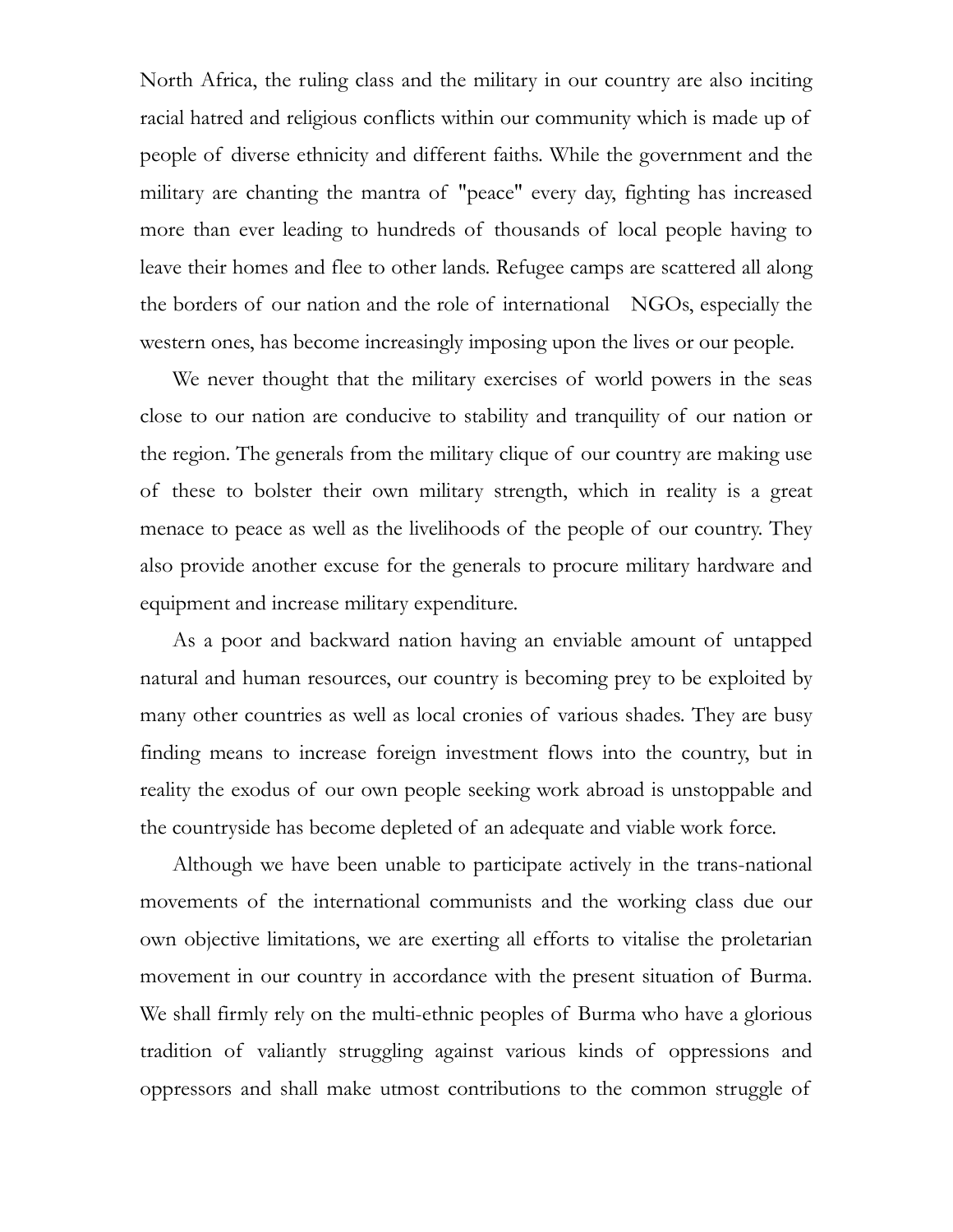North Africa, the ruling class and the military in our country are also inciting racial hatred and religious conflicts within our community which is made up of people of diverse ethnicity and different faiths. While the government and the military are chanting the mantra of "peace" every day, fighting has increased more than ever leading to hundreds of thousands of local people having to leave their homes and flee to other lands. Refugee camps are scattered all along the borders of our nation and the role of international NGOs, especially the western ones, has become increasingly imposing upon the lives or our people.

We never thought that the military exercises of world powers in the seas close to our nation are conducive to stability and tranquility of our nation or the region. The generals from the military clique of our country are making use of these to bolster their own military strength, which in reality is a great menace to peace as well as the livelihoods of the people of our country. They also provide another excuse for the generals to procure military hardware and equipment and increase military expenditure.

As a poor and backward nation having an enviable amount of untapped natural and human resources, our country is becoming prey to be exploited by many other countries as well as local cronies of various shades. They are busy finding means to increase foreign investment flows into the country, but in reality the exodus of our own people seeking work abroad is unstoppable and the countryside has become depleted of an adequate and viable work force.

Although we have been unable to participate actively in the trans-national movements of the international communists and the working class due our own objective limitations, we are exerting all efforts to vitalise the proletarian movement in our country in accordance with the present situation of Burma. We shall firmly rely on the multi-ethnic peoples of Burma who have a glorious tradition of valiantly struggling against various kinds of oppressions and oppressors and shall make utmost contributions to the common struggle of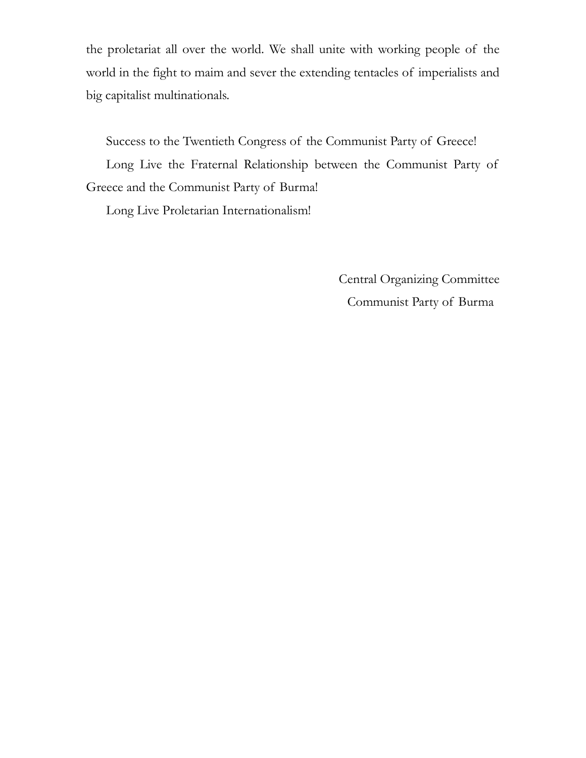the proletariat all over the world. We shall unite with working people of the world in the fight to maim and sever the extending tentacles of imperialists and big capitalist multinationals.

Success to the Twentieth Congress of the Communist Party of Greece!

Long Live the Fraternal Relationship between the Communist Party of Greece and the Communist Party of Burma!

Long Live Proletarian Internationalism!

Central Organizing Committee
Communist Party of Burma